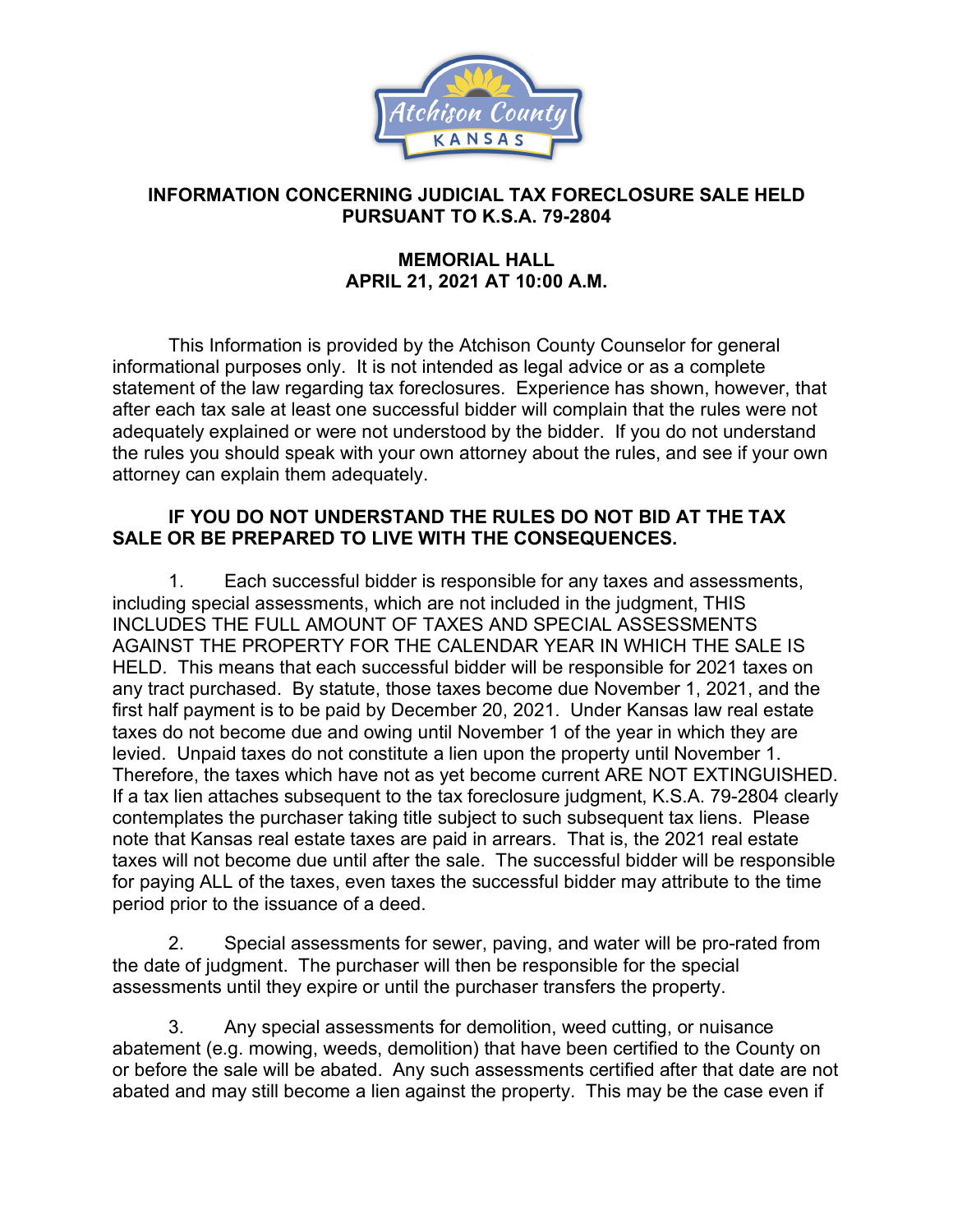# INFORMATION CONCERNING JUDICIAL TAX FORECLOSURE SALE HELD PURSUANT TO K.S.A. 79-2804

## MEMORIAL HALL
## APRIL 21, 2021 AT 10:00 A.M.

This Information is provided by the Atchison County Counselor for general informational purposes only. It is not intended as legal advice or as a complete statement of the law regarding tax foreclosures. Experience has shown, however, that after each tax sale at least one successful bidder will complain that the rules were not adequately explained or were not understood by the bidder. If you do not understand the rules you should speak with your own attorney about the rules, and see if your own attorney can explain them adequately.

**IF YOU DO NOT UNDERSTAND THE RULES DO NOT BID AT THE TAX SALE OR BE PREPARED TO LIVE WITH THE CONSEQUENCES.**

1. Each successful bidder is responsible for any taxes and assessments, including special assessments, which are not included in the judgment, THIS INCLUDES THE FULL AMOUNT OF TAXES AND SPECIAL ASSESSMENTS AGAINST THE PROPERTY FOR THE CALENDAR YEAR IN WHICH THE SALE IS HELD. This means that each successful bidder will be responsible for 2021 taxes on any tract purchased. By statute, those taxes become due November 1, 2021, and the first half payment is to be paid by December 20, 2021. Under Kansas law real estate taxes do not become due and owing until November 1 of the year in which they are levied. Unpaid taxes do not constitute a lien upon the property until November 1. Therefore, the taxes which have not as yet become current ARE NOT EXTINGUISHED. If a tax lien attaches subsequent to the tax foreclosure judgment, K.S.A. 79-2804 clearly contemplates the purchaser taking title subject to such subsequent tax liens. Please note that Kansas real estate taxes are paid in arrears. That is, the 2021 real estate taxes will not become due until after the sale. The successful bidder will be responsible for paying ALL of the taxes, even taxes the successful bidder may attribute to the time period prior to the issuance of a deed.

2. Special assessments for sewer, paving, and water will be pro-rated from the date of judgment. The purchaser will then be responsible for the special assessments until they expire or until the purchaser transfers the property.

3. Any special assessments for demolition, weed cutting, or nuisance abatement (e.g. mowing, weeds, demolition) that have been certified to the County on or before the sale will be abated. Any such assessments certified after that date are not abated and may still become a lien against the property. This may be the case even if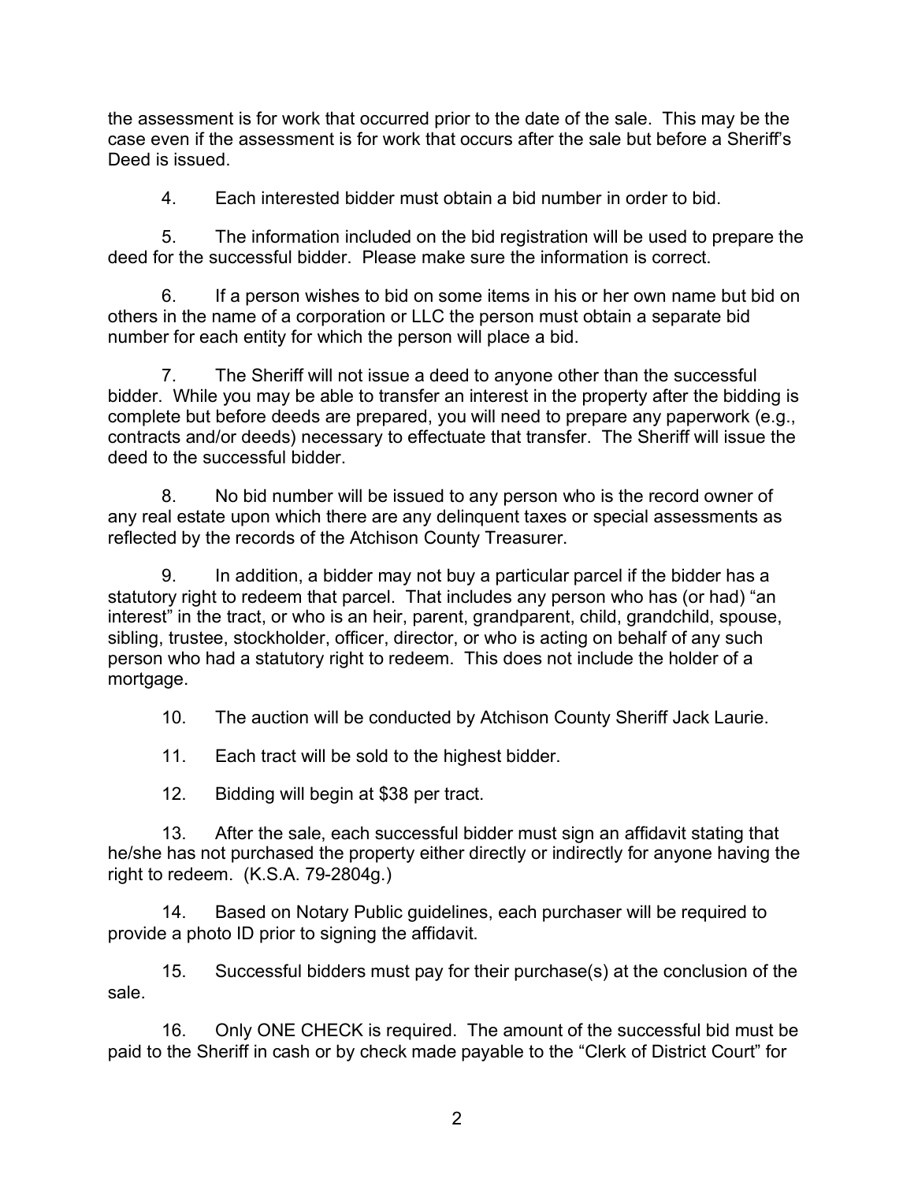the assessment is for work that occurred prior to the date of the sale. This may be the case even if the assessment is for work that occurs after the sale but before a Sheriff's Deed is issued.

4. Each interested bidder must obtain a bid number in order to bid.

5. The information included on the bid registration will be used to prepare the deed for the successful bidder. Please make sure the information is correct.

6. If a person wishes to bid on some items in his or her own name but bid on others in the name of a corporation or LLC the person must obtain a separate bid number for each entity for which the person will place a bid.

7. The Sheriff will not issue a deed to anyone other than the successful bidder. While you may be able to transfer an interest in the property after the bidding is complete but before deeds are prepared, you will need to prepare any paperwork (e.g., contracts and/or deeds) necessary to effectuate that transfer. The Sheriff will issue the deed to the successful bidder.

8. No bid number will be issued to any person who is the record owner of any real estate upon which there are any delinquent taxes or special assessments as reflected by the records of the Atchison County Treasurer.

9. In addition, a bidder may not buy a particular parcel if the bidder has a statutory right to redeem that parcel. That includes any person who has (or had) "an interest" in the tract, or who is an heir, parent, grandparent, child, grandchild, spouse, sibling, trustee, stockholder, officer, director, or who is acting on behalf of any such person who had a statutory right to redeem. This does not include the holder of a mortgage.

10. The auction will be conducted by Atchison County Sheriff Jack Laurie.

11. Each tract will be sold to the highest bidder.

12. Bidding will begin at $38 per tract.

13. After the sale, each successful bidder must sign an affidavit stating that he/she has not purchased the property either directly or indirectly for anyone having the right to redeem. (K.S.A. 79-2804g.)

14. Based on Notary Public guidelines, each purchaser will be required to provide a photo ID prior to signing the affidavit.

15. Successful bidders must pay for their purchase(s) at the conclusion of the sale.

16. Only ONE CHECK is required. The amount of the successful bid must be paid to the Sheriff in cash or by check made payable to the "Clerk of District Court" for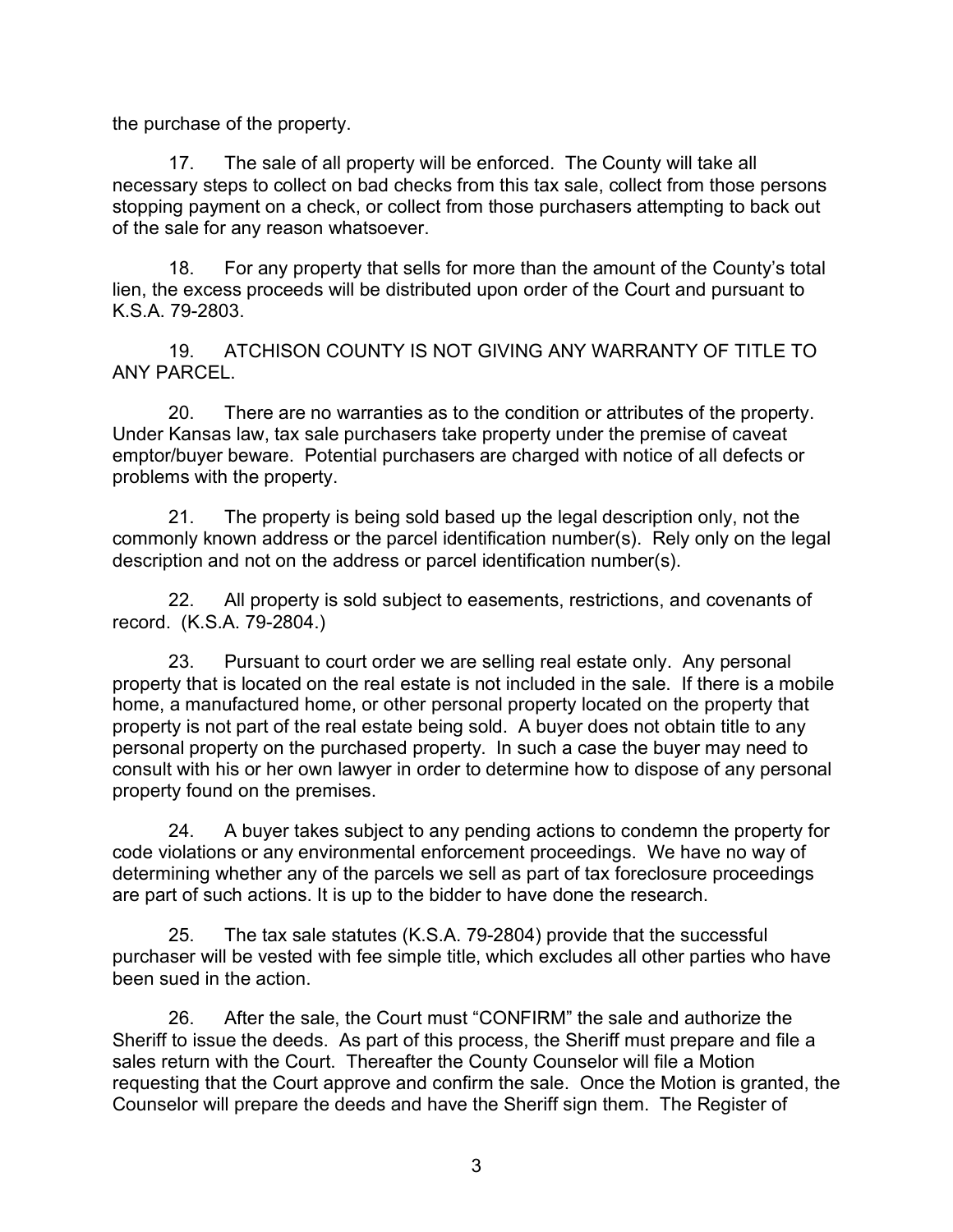the purchase of the property.

17. The sale of all property will be enforced. The County will take all necessary steps to collect on bad checks from this tax sale, collect from those persons stopping payment on a check, or collect from those purchasers attempting to back out of the sale for any reason whatsoever.

18. For any property that sells for more than the amount of the County's total lien, the excess proceeds will be distributed upon order of the Court and pursuant to K.S.A. 79-2803.

19. ATCHISON COUNTY IS NOT GIVING ANY WARRANTY OF TITLE TO ANY PARCEL.

20. There are no warranties as to the condition or attributes of the property. Under Kansas law, tax sale purchasers take property under the premise of caveat emptor/buyer beware. Potential purchasers are charged with notice of all defects or problems with the property.

21. The property is being sold based up the legal description only, not the commonly known address or the parcel identification number(s). Rely only on the legal description and not on the address or parcel identification number(s).

22. All property is sold subject to easements, restrictions, and covenants of record. (K.S.A. 79-2804.)

23. Pursuant to court order we are selling real estate only. Any personal property that is located on the real estate is not included in the sale. If there is a mobile home, a manufactured home, or other personal property located on the property that property is not part of the real estate being sold. A buyer does not obtain title to any personal property on the purchased property. In such a case the buyer may need to consult with his or her own lawyer in order to determine how to dispose of any personal property found on the premises.

24. A buyer takes subject to any pending actions to condemn the property for code violations or any environmental enforcement proceedings. We have no way of determining whether any of the parcels we sell as part of tax foreclosure proceedings are part of such actions. It is up to the bidder to have done the research.

25. The tax sale statutes (K.S.A. 79-2804) provide that the successful purchaser will be vested with fee simple title, which excludes all other parties who have been sued in the action.

26. After the sale, the Court must "CONFIRM" the sale and authorize the Sheriff to issue the deeds. As part of this process, the Sheriff must prepare and file a sales return with the Court. Thereafter the County Counselor will file a Motion requesting that the Court approve and confirm the sale. Once the Motion is granted, the Counselor will prepare the deeds and have the Sheriff sign them. The Register of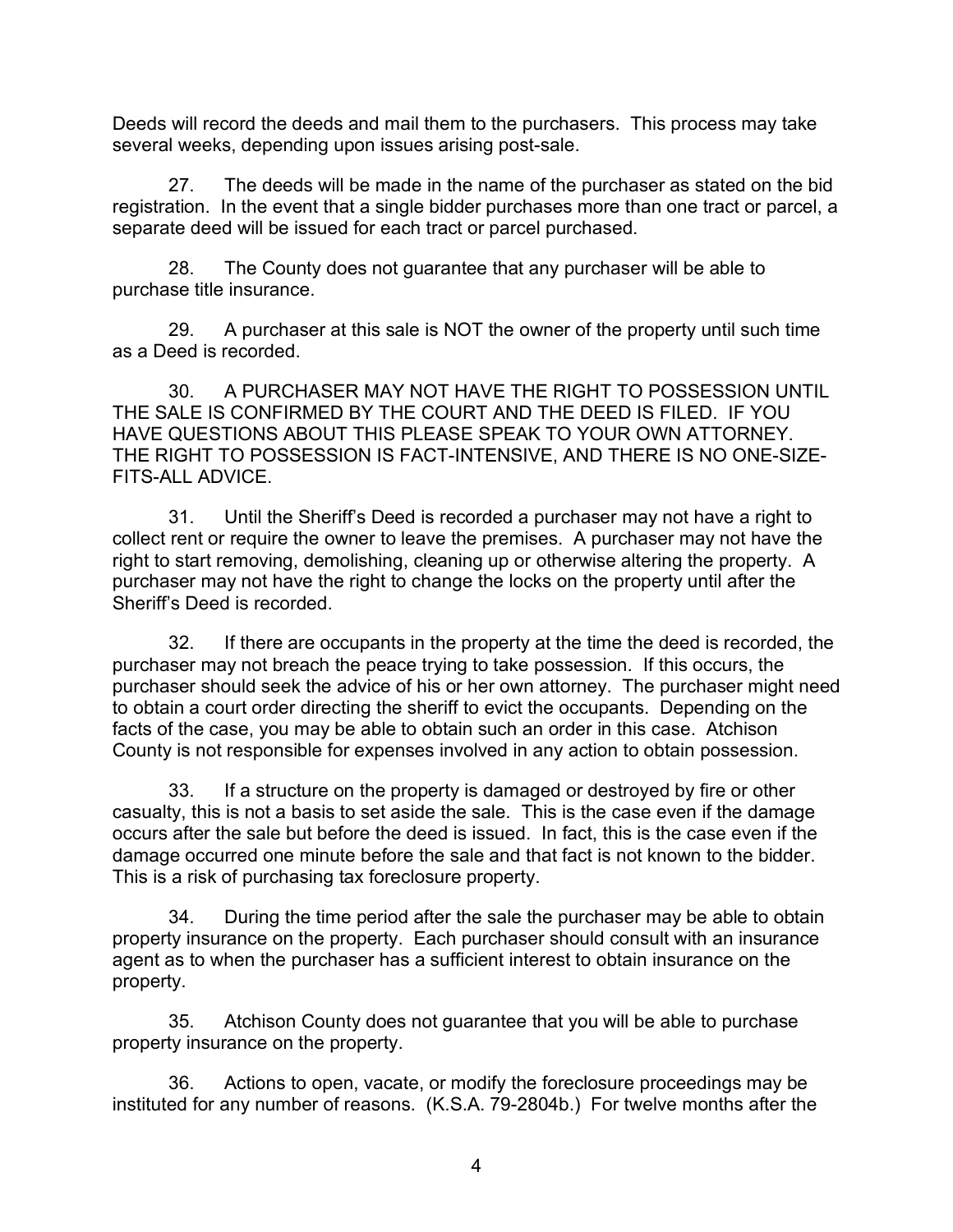Deeds will record the deeds and mail them to the purchasers. This process may take several weeks, depending upon issues arising post-sale.

27. The deeds will be made in the name of the purchaser as stated on the bid registration. In the event that a single bidder purchases more than one tract or parcel, a separate deed will be issued for each tract or parcel purchased.

28. The County does not guarantee that any purchaser will be able to purchase title insurance.

29. A purchaser at this sale is NOT the owner of the property until such time as a Deed is recorded.

30. A PURCHASER MAY NOT HAVE THE RIGHT TO POSSESSION UNTIL THE SALE IS CONFIRMED BY THE COURT AND THE DEED IS FILED. IF YOU HAVE QUESTIONS ABOUT THIS PLEASE SPEAK TO YOUR OWN ATTORNEY. THE RIGHT TO POSSESSION IS FACT-INTENSIVE, AND THERE IS NO ONE-SIZE-FITS-ALL ADVICE.

31. Until the Sheriff's Deed is recorded a purchaser may not have a right to collect rent or require the owner to leave the premises. A purchaser may not have the right to start removing, demolishing, cleaning up or otherwise altering the property. A purchaser may not have the right to change the locks on the property until after the Sheriff's Deed is recorded.

32. If there are occupants in the property at the time the deed is recorded, the purchaser may not breach the peace trying to take possession. If this occurs, the purchaser should seek the advice of his or her own attorney. The purchaser might need to obtain a court order directing the sheriff to evict the occupants. Depending on the facts of the case, you may be able to obtain such an order in this case. Atchison County is not responsible for expenses involved in any action to obtain possession.

33. If a structure on the property is damaged or destroyed by fire or other casualty, this is not a basis to set aside the sale. This is the case even if the damage occurs after the sale but before the deed is issued. In fact, this is the case even if the damage occurred one minute before the sale and that fact is not known to the bidder. This is a risk of purchasing tax foreclosure property.

34. During the time period after the sale the purchaser may be able to obtain property insurance on the property. Each purchaser should consult with an insurance agent as to when the purchaser has a sufficient interest to obtain insurance on the property.

35. Atchison County does not guarantee that you will be able to purchase property insurance on the property.

36. Actions to open, vacate, or modify the foreclosure proceedings may be instituted for any number of reasons. (K.S.A. 79-2804b.) For twelve months after the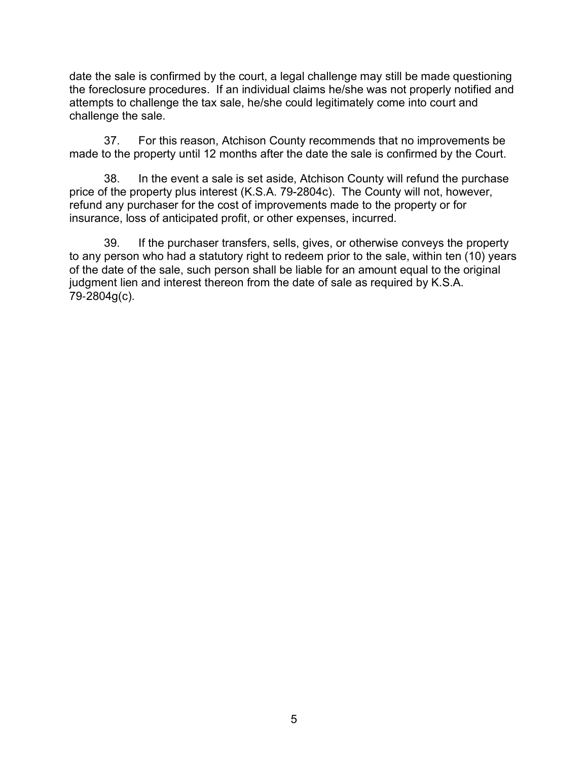date the sale is confirmed by the court, a legal challenge may still be made questioning the foreclosure procedures. If an individual claims he/she was not properly notified and attempts to challenge the tax sale, he/she could legitimately come into court and challenge the sale.

37. For this reason, Atchison County recommends that no improvements be made to the property until 12 months after the date the sale is confirmed by the Court.

38. In the event a sale is set aside, Atchison County will refund the purchase price of the property plus interest (K.S.A. 79-2804c). The County will not, however, refund any purchaser for the cost of improvements made to the property or for insurance, loss of anticipated profit, or other expenses, incurred.

39. If the purchaser transfers, sells, gives, or otherwise conveys the property to any person who had a statutory right to redeem prior to the sale, within ten (10) years of the date of the sale, such person shall be liable for an amount equal to the original judgment lien and interest thereon from the date of sale as required by K.S.A. 79-2804g(c).